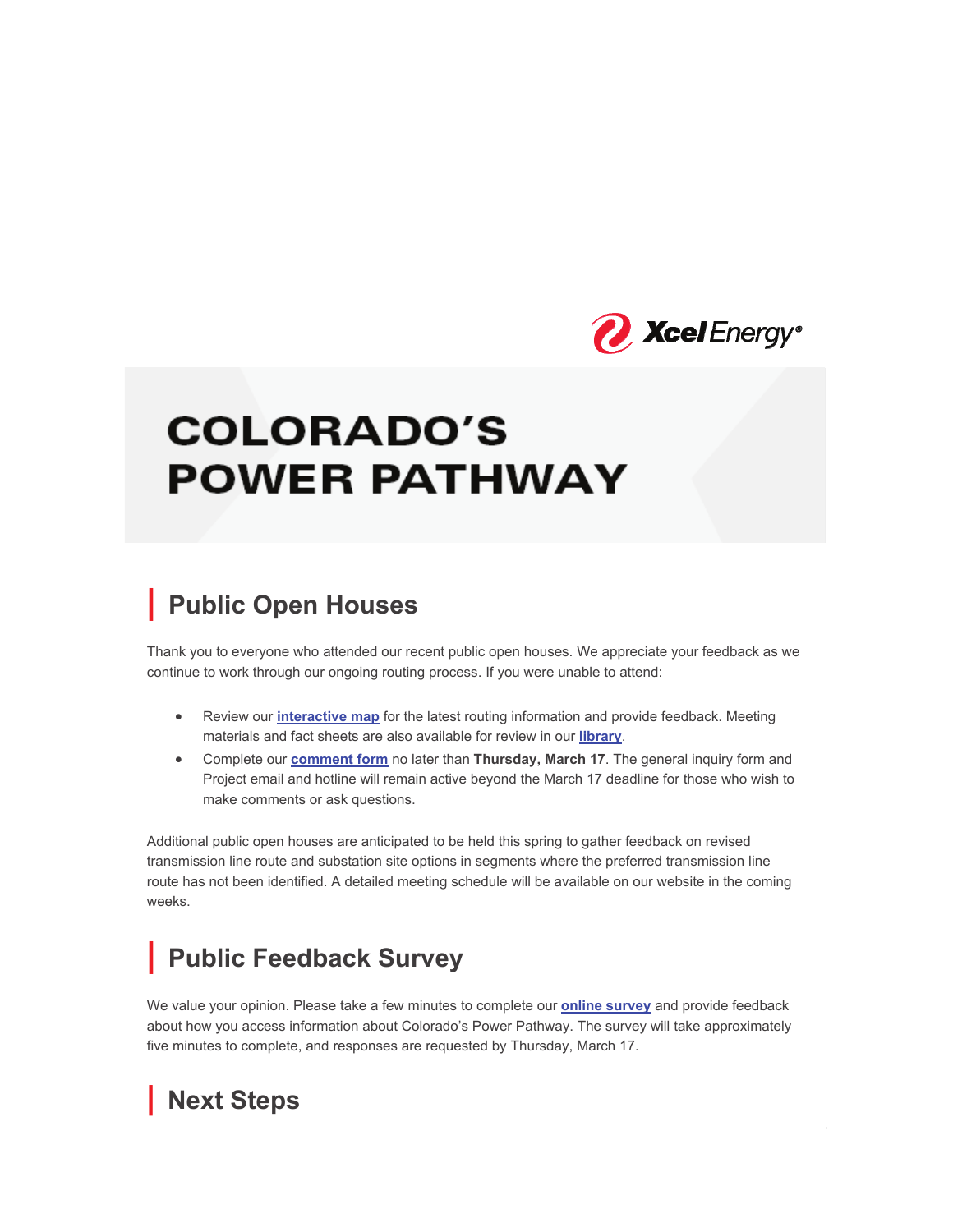Xcel Energy®

# COLORADO'S POWER PATHWAY

## Public Open Houses

Thank you to everyone who attended our recent public open houses. We appreciate your feedback as we continue to work through our ongoing routing process. If you were unable to attend:

- Review our **interactive map** for the latest routing information and provide feedback. Meeting materials and fact sheets are also available for review in our **library**.
- Complete our **comment form** no later than **Thursday, March 17**. The general inquiry form and Project email and hotline will remain active beyond the March 17 deadline for those who wish to make comments or ask questions.

Additional public open houses are anticipated to be held this spring to gather feedback on revised transmission line route and substation site options in segments where the preferred transmission line route has not been identified. A detailed meeting schedule will be available on our website in the coming weeks.

## Public Feedback Survey

We value your opinion. Please take a few minutes to complete our **online survey** and provide feedback about how you access information about Colorado's Power Pathway. The survey will take approximately five minutes to complete, and responses are requested by Thursday, March 17.

## Next Steps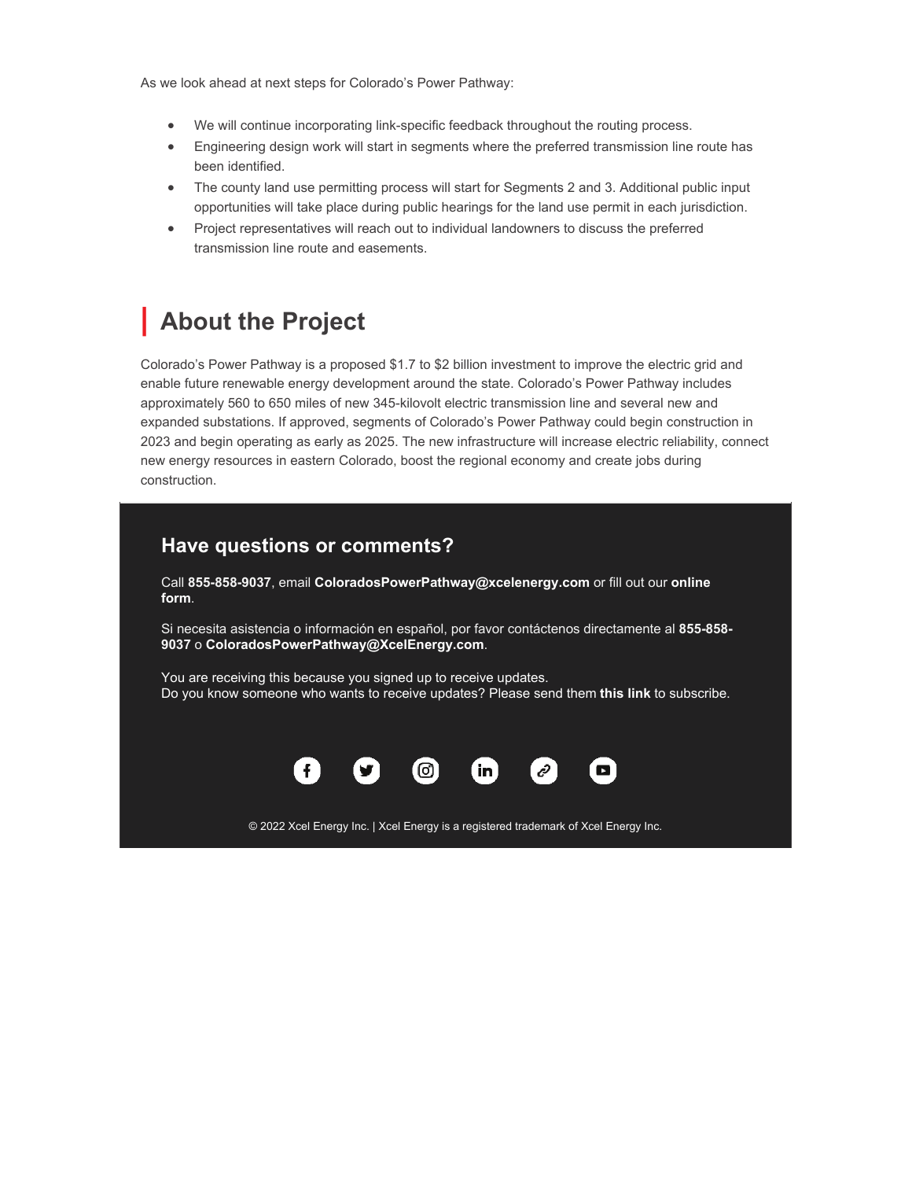As we look ahead at next steps for Colorado's Power Pathway:

- We will continue incorporating link-specific feedback throughout the routing process.
- Engineering design work will start in segments where the preferred transmission line route has been identified.
- The county land use permitting process will start for Segments 2 and 3. Additional public input opportunities will take place during public hearings for the land use permit in each jurisdiction.
- Project representatives will reach out to individual landowners to discuss the preferred transmission line route and easements.

## About the Project

Colorado's Power Pathway is a proposed $1.7 to $2 billion investment to improve the electric grid and enable future renewable energy development around the state. Colorado's Power Pathway includes approximately 560 to 650 miles of new 345-kilovolt electric transmission line and several new and expanded substations. If approved, segments of Colorado's Power Pathway could begin construction in 2023 and begin operating as early as 2025. The new infrastructure will increase electric reliability, connect new energy resources in eastern Colorado, boost the regional economy and create jobs during construction.

### Have questions or comments?

Call **855-858-9037**, email **ColoradosPowerPathway@xcelenergy.com** or fill out our **online form**.

Si necesita asistencia o información en español, por favor contáctenos directamente al **855-858-9037** o **ColoradosPowerPathway@XcelEnergy.com**.

You are receiving this because you signed up to receive updates.
Do you know someone who wants to receive updates? Please send them **this link** to subscribe.

© 2022 Xcel Energy Inc. | Xcel Energy is a registered trademark of Xcel Energy Inc.